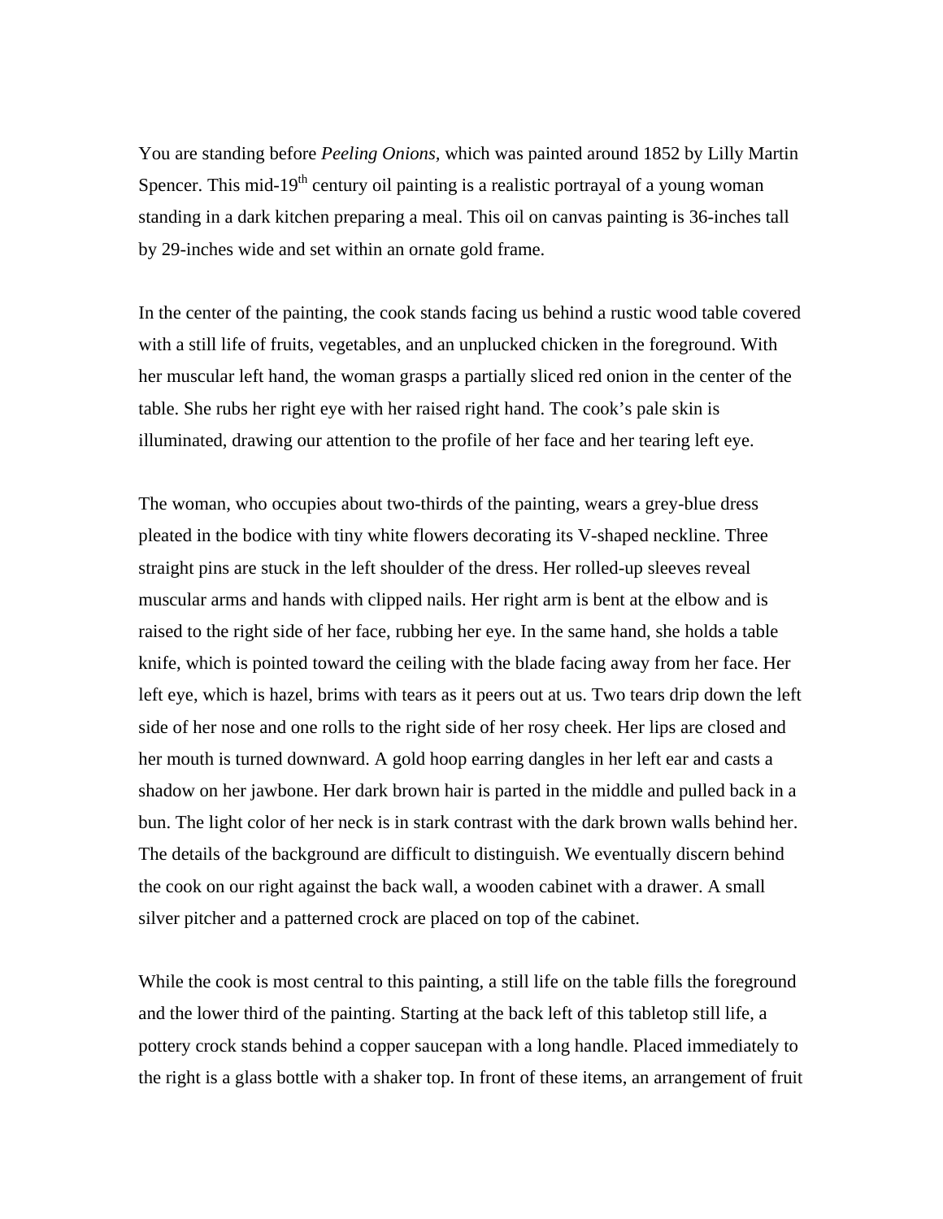You are standing before *Peeling Onions,* which was painted around 1852 by Lilly Martin Spencer. This mid-19th century oil painting is a realistic portrayal of a young woman standing in a dark kitchen preparing a meal. This oil on canvas painting is 36-inches tall by 29-inches wide and set within an ornate gold frame.

In the center of the painting, the cook stands facing us behind a rustic wood table covered with a still life of fruits, vegetables, and an unplucked chicken in the foreground. With her muscular left hand, the woman grasps a partially sliced red onion in the center of the table. She rubs her right eye with her raised right hand. The cook's pale skin is illuminated, drawing our attention to the profile of her face and her tearing left eye.

The woman, who occupies about two-thirds of the painting, wears a grey-blue dress pleated in the bodice with tiny white flowers decorating its V-shaped neckline. Three straight pins are stuck in the left shoulder of the dress. Her rolled-up sleeves reveal muscular arms and hands with clipped nails. Her right arm is bent at the elbow and is raised to the right side of her face, rubbing her eye. In the same hand, she holds a table knife, which is pointed toward the ceiling with the blade facing away from her face. Her left eye, which is hazel, brims with tears as it peers out at us. Two tears drip down the left side of her nose and one rolls to the right side of her rosy cheek. Her lips are closed and her mouth is turned downward. A gold hoop earring dangles in her left ear and casts a shadow on her jawbone. Her dark brown hair is parted in the middle and pulled back in a bun. The light color of her neck is in stark contrast with the dark brown walls behind her. The details of the background are difficult to distinguish. We eventually discern behind the cook on our right against the back wall, a wooden cabinet with a drawer. A small silver pitcher and a patterned crock are placed on top of the cabinet.

While the cook is most central to this painting, a still life on the table fills the foreground and the lower third of the painting. Starting at the back left of this tabletop still life, a pottery crock stands behind a copper saucepan with a long handle. Placed immediately to the right is a glass bottle with a shaker top. In front of these items, an arrangement of fruit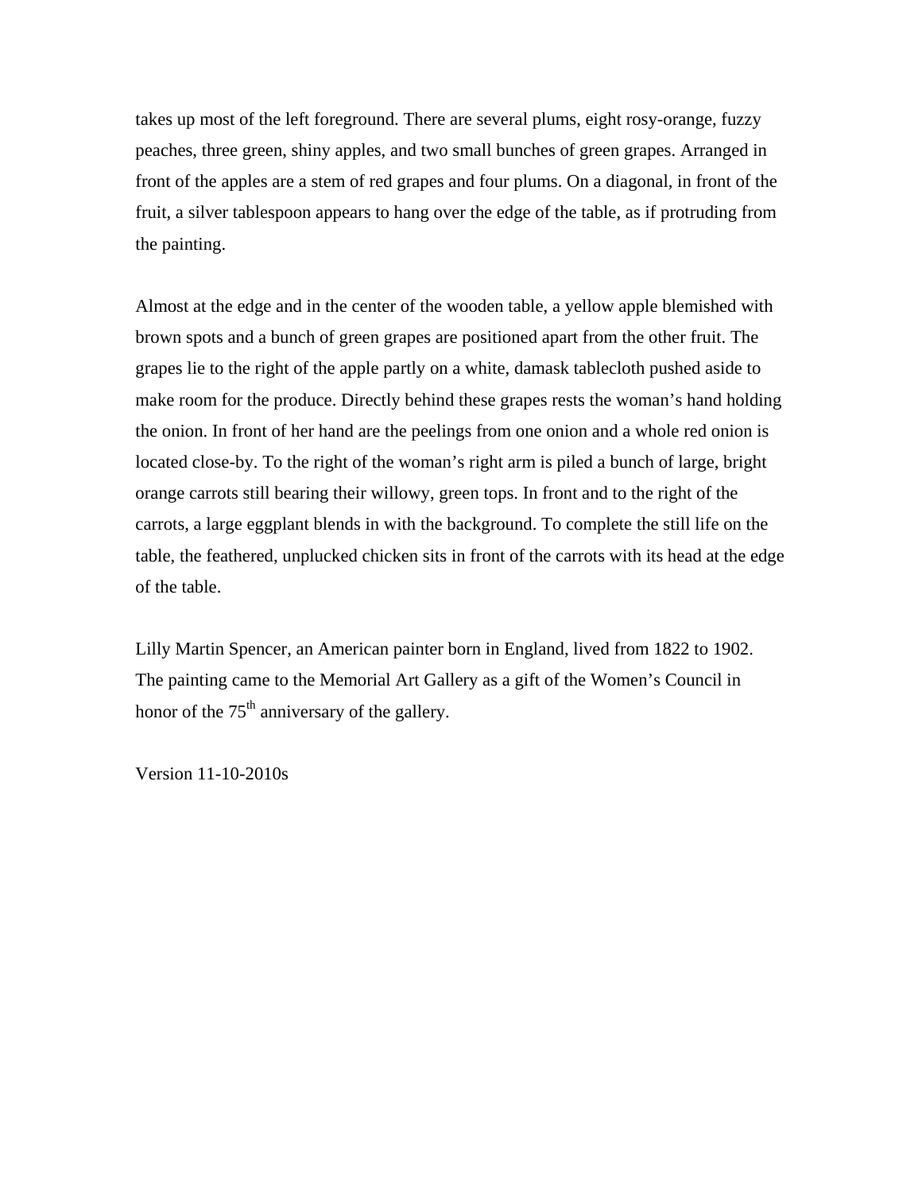takes up most of the left foreground. There are several plums, eight rosy-orange, fuzzy peaches, three green, shiny apples, and two small bunches of green grapes. Arranged in front of the apples are a stem of red grapes and four plums. On a diagonal, in front of the fruit, a silver tablespoon appears to hang over the edge of the table, as if protruding from the painting.

Almost at the edge and in the center of the wooden table, a yellow apple blemished with brown spots and a bunch of green grapes are positioned apart from the other fruit. The grapes lie to the right of the apple partly on a white, damask tablecloth pushed aside to make room for the produce. Directly behind these grapes rests the woman's hand holding the onion. In front of her hand are the peelings from one onion and a whole red onion is located close-by. To the right of the woman's right arm is piled a bunch of large, bright orange carrots still bearing their willowy, green tops. In front and to the right of the carrots, a large eggplant blends in with the background. To complete the still life on the table, the feathered, unplucked chicken sits in front of the carrots with its head at the edge of the table.

Lilly Martin Spencer, an American painter born in England, lived from 1822 to 1902. The painting came to the Memorial Art Gallery as a gift of the Women's Council in honor of the 75th anniversary of the gallery.

Version 11-10-2010s